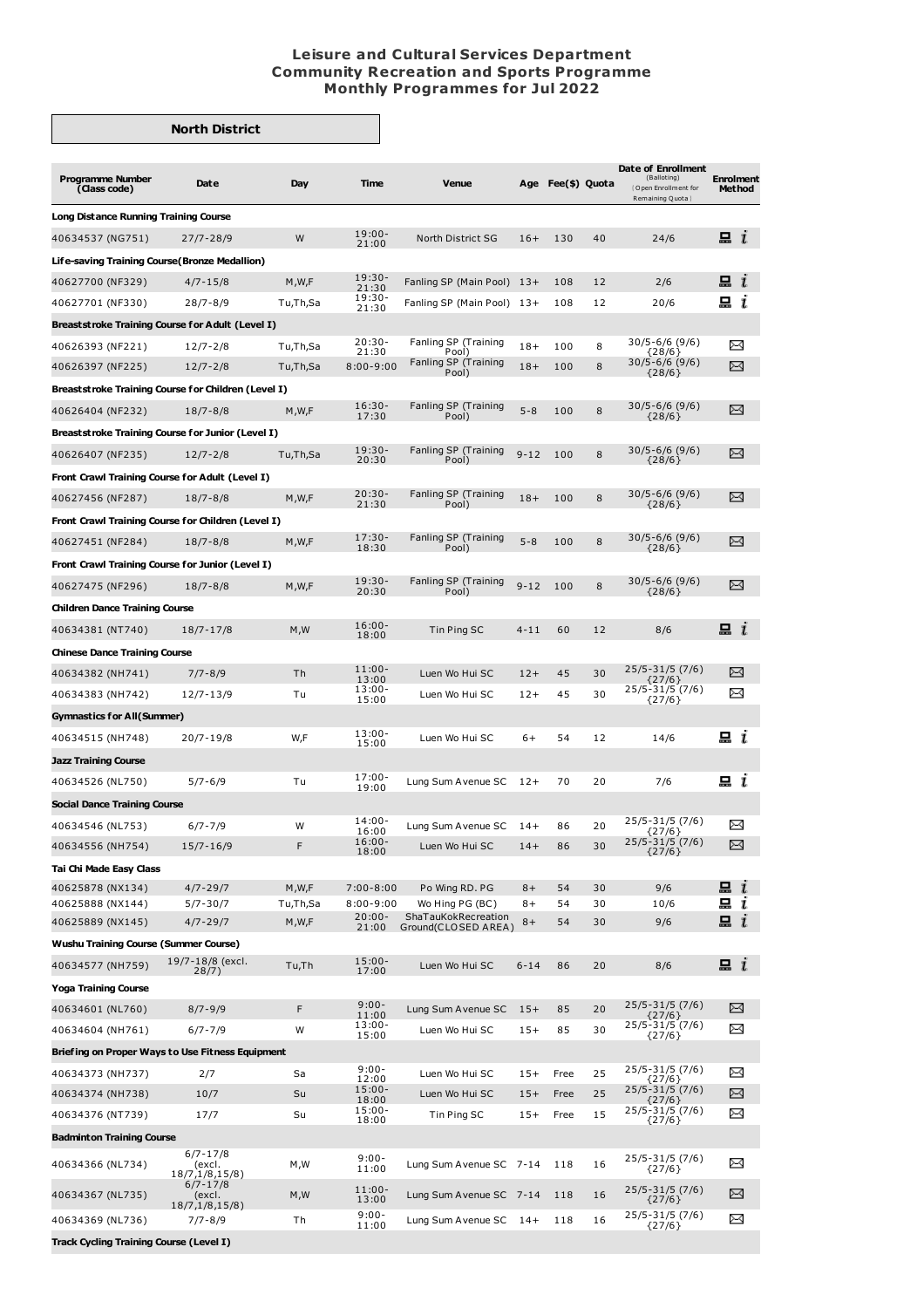**Leisure and Cultural Services Department**
**Community Recreation and Sports Programme**
**Monthly Programmes for Jul 2022**

## North District

| Programme Number (Class code) | Date | Day | Time | Venue | Age | Fee($) | Quota | Date of Enrollment (Balloting) (Open Enrollment for Remaining Quota) | Enrolment Method |
|---|---|---|---|---|---|---|---|---|---|
| **Long Distance Running Training Course** | | | | | | | | | |
| 40634537 (NG751) | 27/7-28/9 | W | 19:00-21:00 | North District SG | 16+ | 130 | 40 | 24/6 | 💻 i |
| **Life-saving Training Course(Bronze Medallion)** | | | | | | | | | |
| 40627700 (NF329) | 4/7-15/8 | M,W,F | 19:30-21:30 | Fanling SP (Main Pool) | 13+ | 108 | 12 | 2/6 | 💻 i |
| 40627701 (NF330) | 28/7-8/9 | Tu,Th,Sa | 19:30-21:30 | Fanling SP (Main Pool) | 13+ | 108 | 12 | 20/6 | 💻 i |
| **Breaststroke Training Course for Adult (Level I)** | | | | | | | | | |
| 40626393 (NF221) | 12/7-2/8 | Tu,Th,Sa | 20:30-21:30 | Fanling SP (Training Pool) | 18+ | 100 | 8 | 30/5-6/6 (9/6) {28/6} | ✉ |
| 40626397 (NF225) | 12/7-2/8 | Tu,Th,Sa | 8:00-9:00 | Fanling SP (Training Pool) | 18+ | 100 | 8 | 30/5-6/6 (9/6) {28/6} | ✉ |
| **Breaststroke Training Course for Children (Level I)** | | | | | | | | | |
| 40626404 (NF232) | 18/7-8/8 | M,W,F | 16:30-17:30 | Fanling SP (Training Pool) | 5-8 | 100 | 8 | 30/5-6/6 (9/6) {28/6} | ✉ |
| **Breaststroke Training Course for Junior (Level I)** | | | | | | | | | |
| 40626407 (NF235) | 12/7-2/8 | Tu,Th,Sa | 19:30-20:30 | Fanling SP (Training Pool) | 9-12 | 100 | 8 | 30/5-6/6 (9/6) {28/6} | ✉ |
| **Front Crawl Training Course for Adult (Level I)** | | | | | | | | | |
| 40627456 (NF287) | 18/7-8/8 | M,W,F | 20:30-21:30 | Fanling SP (Training Pool) | 18+ | 100 | 8 | 30/5-6/6 (9/6) {28/6} | ✉ |
| **Front Crawl Training Course for Children (Level I)** | | | | | | | | | |
| 40627451 (NF284) | 18/7-8/8 | M,W,F | 17:30-18:30 | Fanling SP (Training Pool) | 5-8 | 100 | 8 | 30/5-6/6 (9/6) {28/6} | ✉ |
| **Front Crawl Training Course for Junior (Level I)** | | | | | | | | | |
| 40627475 (NF296) | 18/7-8/8 | M,W,F | 19:30-20:30 | Fanling SP (Training Pool) | 9-12 | 100 | 8 | 30/5-6/6 (9/6) {28/6} | ✉ |
| **Children Dance Training Course** | | | | | | | | | |
| 40634381 (NT740) | 18/7-17/8 | M,W | 16:00-18:00 | Tin Ping SC | 4-11 | 60 | 12 | 8/6 | 💻 i |
| **Chinese Dance Training Course** | | | | | | | | | |
| 40634382 (NH741) | 7/7-8/9 | Th | 11:00-13:00 | Luen Wo Hui SC | 12+ | 45 | 30 | 25/5-31/5 (7/6) {27/6} | ✉ |
| 40634383 (NH742) | 12/7-13/9 | Tu | 13:00-15:00 | Luen Wo Hui SC | 12+ | 45 | 30 | 25/5-31/5 (7/6) {27/6} | ✉ |
| **Gymnastics for All(Summer)** | | | | | | | | | |
| 40634515 (NH748) | 20/7-19/8 | W,F | 13:00-15:00 | Luen Wo Hui SC | 6+ | 54 | 12 | 14/6 | 💻 i |
| **Jazz Training Course** | | | | | | | | | |
| 40634526 (NL750) | 5/7-6/9 | Tu | 17:00-19:00 | Lung Sum Avenue SC | 12+ | 70 | 20 | 7/6 | 💻 i |
| **Social Dance Training Course** | | | | | | | | | |
| 40634546 (NL753) | 6/7-7/9 | W | 14:00-16:00 | Lung Sum Avenue SC | 14+ | 86 | 20 | 25/5-31/5 (7/6) {27/6} | ✉ |
| 40634556 (NH754) | 15/7-16/9 | F | 16:00-18:00 | Luen Wo Hui SC | 14+ | 86 | 30 | 25/5-31/5 (7/6) {27/6} | ✉ |
| **Tai Chi Made Easy Class** | | | | | | | | | |
| 40625878 (NX134) | 4/7-29/7 | M,W,F | 7:00-8:00 | Po Wing RD. PG | 8+ | 54 | 30 | 9/6 | 💻 i |
| 40625888 (NX144) | 5/7-30/7 | Tu,Th,Sa | 8:00-9:00 | Wo Hing PG (BC) | 8+ | 54 | 30 | 10/6 | 💻 i |
| 40625889 (NX145) | 4/7-29/7 | M,W,F | 20:00-21:00 | ShaTauKokRecreation Ground(CLOSED AREA) | 8+ | 54 | 30 | 9/6 | 💻 i |
| **Wushu Training Course (Summer Course)** | | | | | | | | | |
| 40634577 (NH759) | 19/7-18/8 (excl. 28/7) | Tu,Th | 15:00-17:00 | Luen Wo Hui SC | 6-14 | 86 | 20 | 8/6 | 💻 i |
| **Yoga Training Course** | | | | | | | | | |
| 40634601 (NL760) | 8/7-9/9 | F | 9:00-11:00 | Lung Sum Avenue SC | 15+ | 85 | 20 | 25/5-31/5 (7/6) {27/6} | ✉ |
| 40634604 (NH761) | 6/7-7/9 | W | 13:00-15:00 | Luen Wo Hui SC | 15+ | 85 | 30 | 25/5-31/5 (7/6) {27/6} | ✉ |
| **Briefing on Proper Ways to Use Fitness Equipment** | | | | | | | | | |
| 40634373 (NH737) | 2/7 | Sa | 9:00-12:00 | Luen Wo Hui SC | 15+ | Free | 25 | 25/5-31/5 (7/6) {27/6} | ✉ |
| 40634374 (NH738) | 10/7 | Su | 15:00-18:00 | Luen Wo Hui SC | 15+ | Free | 25 | 25/5-31/5 (7/6) {27/6} | ✉ |
| 40634376 (NT739) | 17/7 | Su | 15:00-18:00 | Tin Ping SC | 15+ | Free | 15 | 25/5-31/5 (7/6) {27/6} | ✉ |
| **Badminton Training Course** | | | | | | | | | |
| 40634366 (NL734) | 6/7-17/8 (excl. 18/7,1/8,15/8) | M,W | 9:00-11:00 | Lung Sum Avenue SC | 7-14 | 118 | 16 | 25/5-31/5 (7/6) {27/6} | ✉ |
| 40634367 (NL735) | 6/7-17/8 (excl. 18/7,1/8,15/8) | M,W | 11:00-13:00 | Lung Sum Avenue SC | 7-14 | 118 | 16 | 25/5-31/5 (7/6) {27/6} | ✉ |
| 40634369 (NL736) | 7/7-8/9 | Th | 9:00-11:00 | Lung Sum Avenue SC | 14+ | 118 | 16 | 25/5-31/5 (7/6) {27/6} | ✉ |
| **Track Cycling Training Course (Level I)** | | | | | | | | | |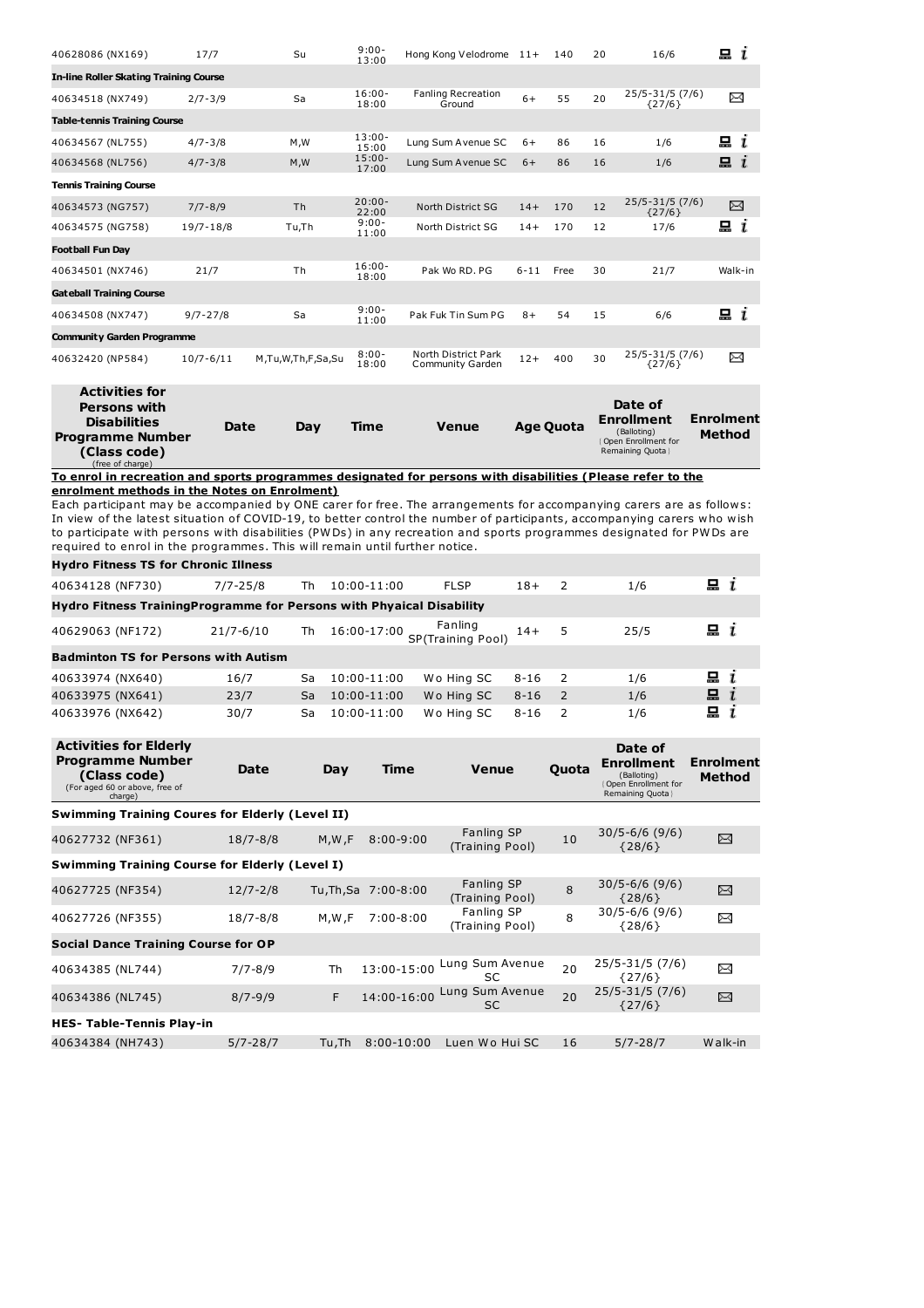| | | | | | | | | | |
|---|---|---|---|---|---|---|---|---|---|
| 40628086 (NX169) | 17/7 | Su | 9:00-13:00 | Hong Kong Velodrome | 11+ | 140 | 20 | 16/6 | 🖳 *i* |
| **In-line Roller Skating Training Course** | | | | | | | | | |
| 40634518 (NX749) | 2/7-3/9 | Sa | 16:00-18:00 | Fanling Recreation Ground | 6+ | 55 | 20 | 25/5-31/5 (7/6) {27/6} | ✉ |
| **Table-tennis Training Course** | | | | | | | | | |
| 40634567 (NL755) | 4/7-3/8 | M,W | 13:00-15:00 | Lung Sum Avenue SC | 6+ | 86 | 16 | 1/6 | 🖳 *i* |
| 40634568 (NL756) | 4/7-3/8 | M,W | 15:00-17:00 | Lung Sum Avenue SC | 6+ | 86 | 16 | 1/6 | 🖳 *i* |
| **Tennis Training Course** | | | | | | | | | |
| 40634573 (NG757) | 7/7-8/9 | Th | 20:00-22:00 | North District SG | 14+ | 170 | 12 | 25/5-31/5 (7/6) {27/6} | ✉ |
| 40634575 (NG758) | 19/7-18/8 | Tu,Th | 9:00-11:00 | North District SG | 14+ | 170 | 12 | 17/6 | 🖳 *i* |
| **Football Fun Day** | | | | | | | | | |
| 40634501 (NX746) | 21/7 | Th | 16:00-18:00 | Pak Wo RD. PG | 6-11 | Free | 30 | 21/7 | Walk-in |
| **Gateball Training Course** | | | | | | | | | |
| 40634508 (NX747) | 9/7-27/8 | Sa | 9:00-11:00 | Pak Fuk Tin Sum PG | 8+ | 54 | 15 | 6/6 | 🖳 *i* |
| **Community Garden Programme** | | | | | | | | | |
| 40632420 (NP584) | 10/7-6/11 | M,Tu,W,Th,F,Sa,Su | 8:00-18:00 | North District Park Community Garden | 12+ | 400 | 30 | 25/5-31/5 (7/6) {27/6} | ✉ |

| Activities for Persons with Disabilities Programme Number (Class code) (free of charge) | Date | Day | Time | Venue | Age | Quota | Date of Enrollment (Balloting) {Open Enrollment for Remaining Quota} | Enrolment Method |
|---|---|---|---|---|---|---|---|---|

**To enrol in recreation and sports programmes designated for persons with disabilities (Please refer to the enrolment methods in the Notes on Enrolment)**

Each participant may be accompanied by ONE carer for free. The arrangements for accompanying carers are as follows: In view of the latest situation of COVID-19, to better control the number of participants, accompanying carers who wish to participate with persons with disabilities (PWDs) in any recreation and sports programmes designated for PWDs are required to enrol in the programmes. This will remain until further notice.

| | | | | | | | | |
|---|---|---|---|---|---|---|---|---|
| **Hydro Fitness TS for Chronic Illness** | | | | | | | | |
| 40634128 (NF730) | 7/7-25/8 | Th | 10:00-11:00 | FLSP | 18+ | 2 | 1/6 | 🖳 *i* |
| **Hydro Fitness TrainingProgramme for Persons with Phyaical Disability** | | | | | | | | |
| 40629063 (NF172) | 21/7-6/10 | Th | 16:00-17:00 | Fanling SP(Training Pool) | 14+ | 5 | 25/5 | 🖳 *i* |
| **Badminton TS for Persons with Autism** | | | | | | | | |
| 40633974 (NX640) | 16/7 | Sa | 10:00-11:00 | Wo Hing SC | 8-16 | 2 | 1/6 | 🖳 *i* |
| 40633975 (NX641) | 23/7 | Sa | 10:00-11:00 | Wo Hing SC | 8-16 | 2 | 1/6 | 🖳 *i* |
| 40633976 (NX642) | 30/7 | Sa | 10:00-11:00 | Wo Hing SC | 8-16 | 2 | 1/6 | 🖳 *i* |

| Activities for Elderly Programme Number (Class code) (For aged 60 or above, free of charge) | Date | Day | Time | Venue | Quota | Date of Enrollment (Balloting) {Open Enrollment for Remaining Quota} | Enrolment Method |
|---|---|---|---|---|---|---|---|
| **Swimming Training Coures for Elderly (Level II)** | | | | | | | |
| 40627732 (NF361) | 18/7-8/8 | M,W,F | 8:00-9:00 | Fanling SP (Training Pool) | 10 | 30/5-6/6 (9/6) {28/6} | ✉ |
| **Swimming Training Course for Elderly (Level I)** | | | | | | | |
| 40627725 (NF354) | 12/7-2/8 | Tu,Th,Sa | 7:00-8:00 | Fanling SP (Training Pool) | 8 | 30/5-6/6 (9/6) {28/6} | ✉ |
| 40627726 (NF355) | 18/7-8/8 | M,W,F | 7:00-8:00 | Fanling SP (Training Pool) | 8 | 30/5-6/6 (9/6) {28/6} | ✉ |
| **Social Dance Training Course for OP** | | | | | | | |
| 40634385 (NL744) | 7/7-8/9 | Th | 13:00-15:00 | Lung Sum Avenue SC | 20 | 25/5-31/5 (7/6) {27/6} | ✉ |
| 40634386 (NL745) | 8/7-9/9 | F | 14:00-16:00 | Lung Sum Avenue SC | 20 | 25/5-31/5 (7/6) {27/6} | ✉ |
| **HES- Table-Tennis Play-in** | | | | | | | |
| 40634384 (NH743) | 5/7-28/7 | Tu,Th | 8:00-10:00 | Luen Wo Hui SC | 16 | 5/7-28/7 | Walk-in |